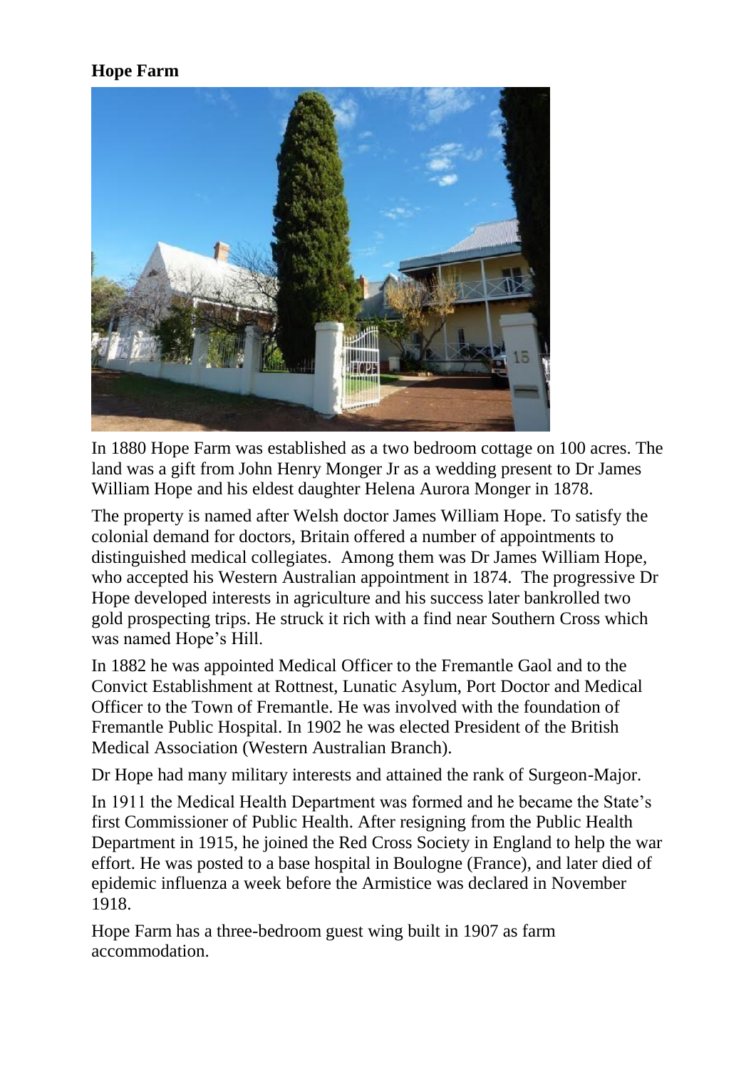**Hope Farm**

In 1880 Hope Farm was established as a two bedroom cottage on 100 acres. The land was a gift from John Henry Monger Jr as a wedding present to Dr James William Hope and his eldest daughter Helena Aurora Monger in 1878.

The property is named after Welsh doctor James William Hope. To satisfy the colonial demand for doctors, Britain offered a number of appointments to distinguished medical collegiates. Among them was Dr James William Hope, who accepted his Western Australian appointment in 1874. The progressive Dr Hope developed interests in agriculture and his success later bankrolled two gold prospecting trips. He struck it rich with a find near Southern Cross which was named Hope's Hill.

In 1882 he was appointed Medical Officer to the Fremantle Gaol and to the Convict Establishment at Rottnest, Lunatic Asylum, Port Doctor and Medical Officer to the Town of Fremantle. He was involved with the foundation of Fremantle Public Hospital. In 1902 he was elected President of the British Medical Association (Western Australian Branch).

Dr Hope had many military interests and attained the rank of Surgeon-Major.

In 1911 the Medical Health Department was formed and he became the State's first Commissioner of Public Health. After resigning from the Public Health Department in 1915, he joined the Red Cross Society in England to help the war effort. He was posted to a base hospital in Boulogne (France), and later died of epidemic influenza a week before the Armistice was declared in November 1918.

Hope Farm has a three-bedroom guest wing built in 1907 as farm accommodation.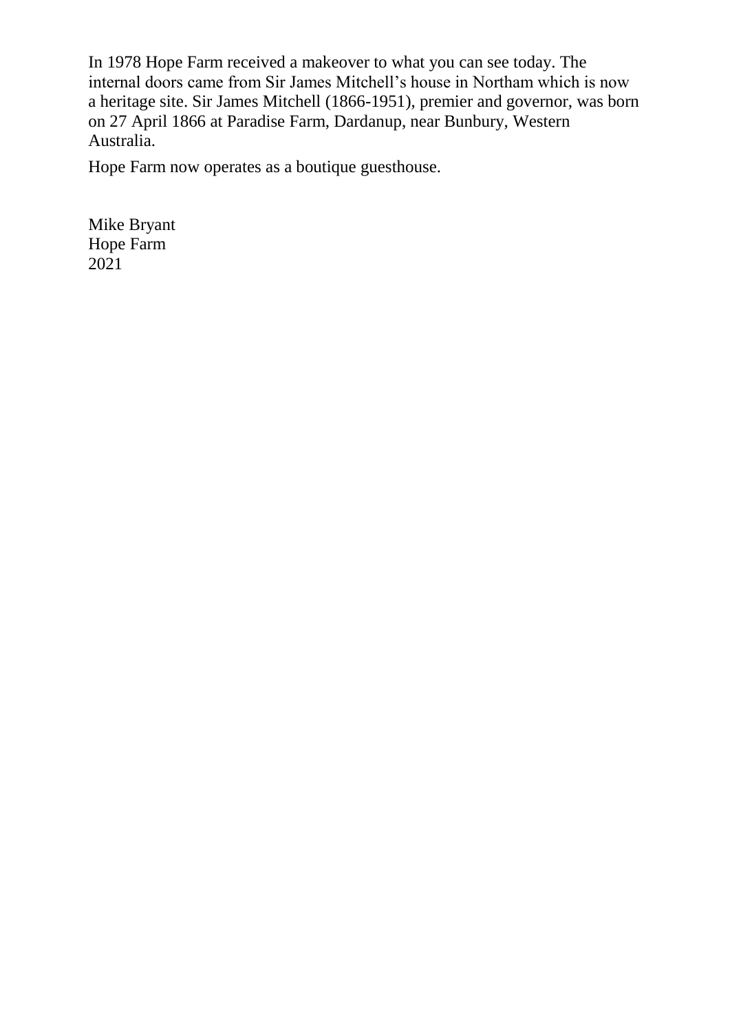In 1978 Hope Farm received a makeover to what you can see today. The internal doors came from Sir James Mitchell's house in Northam which is now a heritage site. Sir James Mitchell (1866-1951), premier and governor, was born on 27 April 1866 at Paradise Farm, Dardanup, near Bunbury, Western Australia.

Hope Farm now operates as a boutique guesthouse.

Mike Bryant  
Hope Farm  
2021